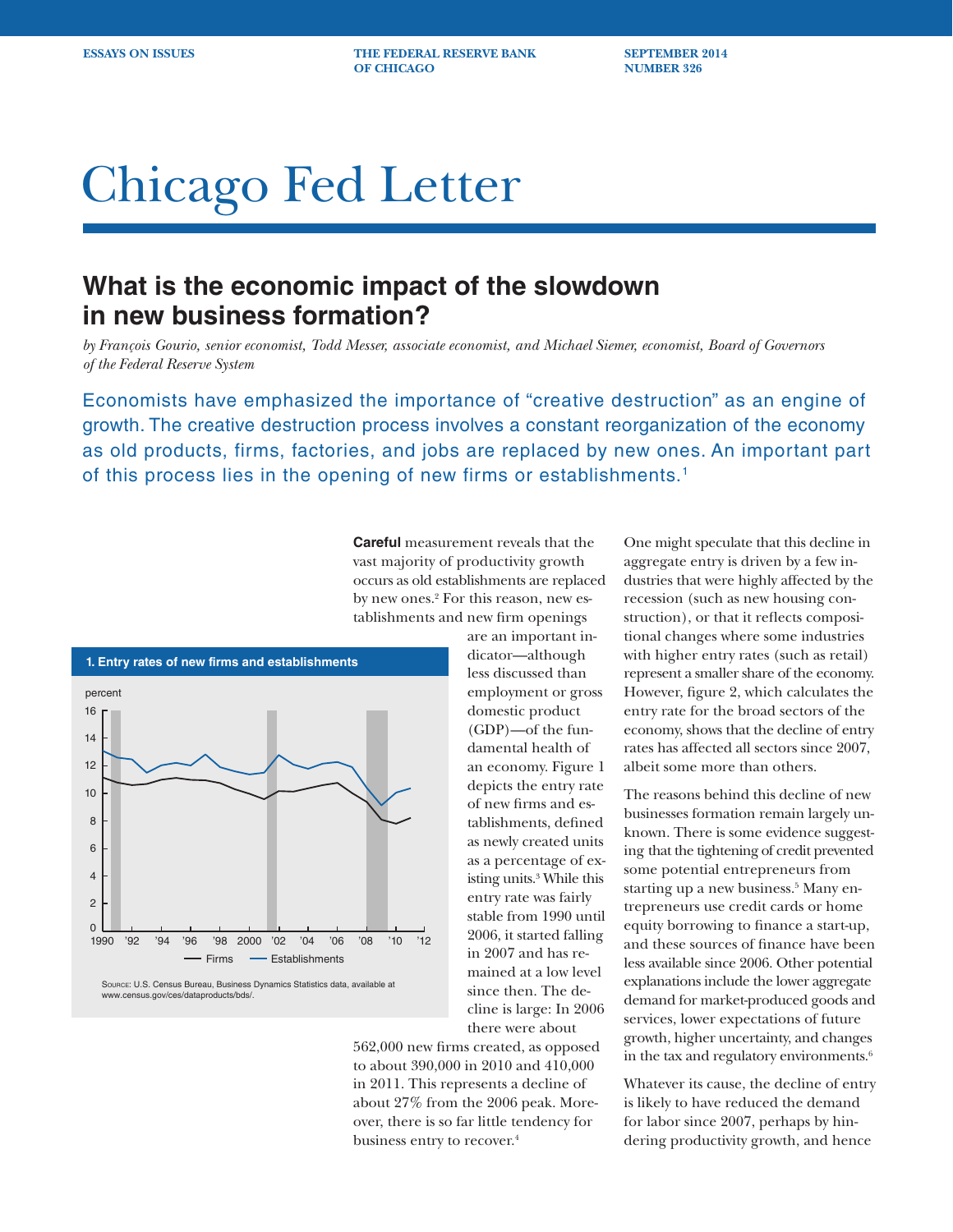ESSAYS ON ISSUES | THE FEDERAL RESERVE BANK OF CHICAGO | SEPTEMBER 2014 NUMBER 326

# Chicago Fed Letter

## What is the economic impact of the slowdown in new business formation?

*by François Gourio, senior economist, Todd Messer, associate economist, and Michael Siemer, economist, Board of Governors of the Federal Reserve System*

Economists have emphasized the importance of "creative destruction" as an engine of growth. The creative destruction process involves a constant reorganization of the economy as old products, firms, factories, and jobs are replaced by new ones. An important part of this process lies in the opening of new firms or establishments.[1]

**Careful** measurement reveals that the vast majority of productivity growth occurs as old establishments are replaced by new ones.[2] For this reason, new establishments and new firm openings are an important indicator—although less discussed than employment or gross domestic product (GDP)—of the fundamental health of an economy. Figure 1 depicts the entry rate of new firms and establishments, defined as newly created units as a percentage of existing units.[3] While this entry rate was fairly stable from 1990 until 2006, it started falling in 2007 and has remained at a low level since then. The decline is large: In 2006 there were about 562,000 new firms created, as opposed to about 390,000 in 2010 and 410,000 in 2011. This represents a decline of about 27% from the 2006 peak. Moreover, there is so far little tendency for business entry to recover.[4]

**1. Entry rates of new firms and establishments**

Source: U.S. Census Bureau, Business Dynamics Statistics data, available at www.census.gov/ces/dataproducts/bds/.

One might speculate that this decline in aggregate entry is driven by a few industries that were highly affected by the recession (such as new housing construction), or that it reflects compositional changes where some industries with higher entry rates (such as retail) represent a smaller share of the economy. However, figure 2, which calculates the entry rate for the broad sectors of the economy, shows that the decline of entry rates has affected all sectors since 2007, albeit some more than others.

The reasons behind this decline of new businesses formation remain largely unknown. There is some evidence suggesting that the tightening of credit prevented some potential entrepreneurs from starting up a new business.[5] Many entrepreneurs use credit cards or home equity borrowing to finance a start-up, and these sources of finance have been less available since 2006. Other potential explanations include the lower aggregate demand for market-produced goods and services, lower expectations of future growth, higher uncertainty, and changes in the tax and regulatory environments.[6]

Whatever its cause, the decline of entry is likely to have reduced the demand for labor since 2007, perhaps by hindering productivity growth, and hence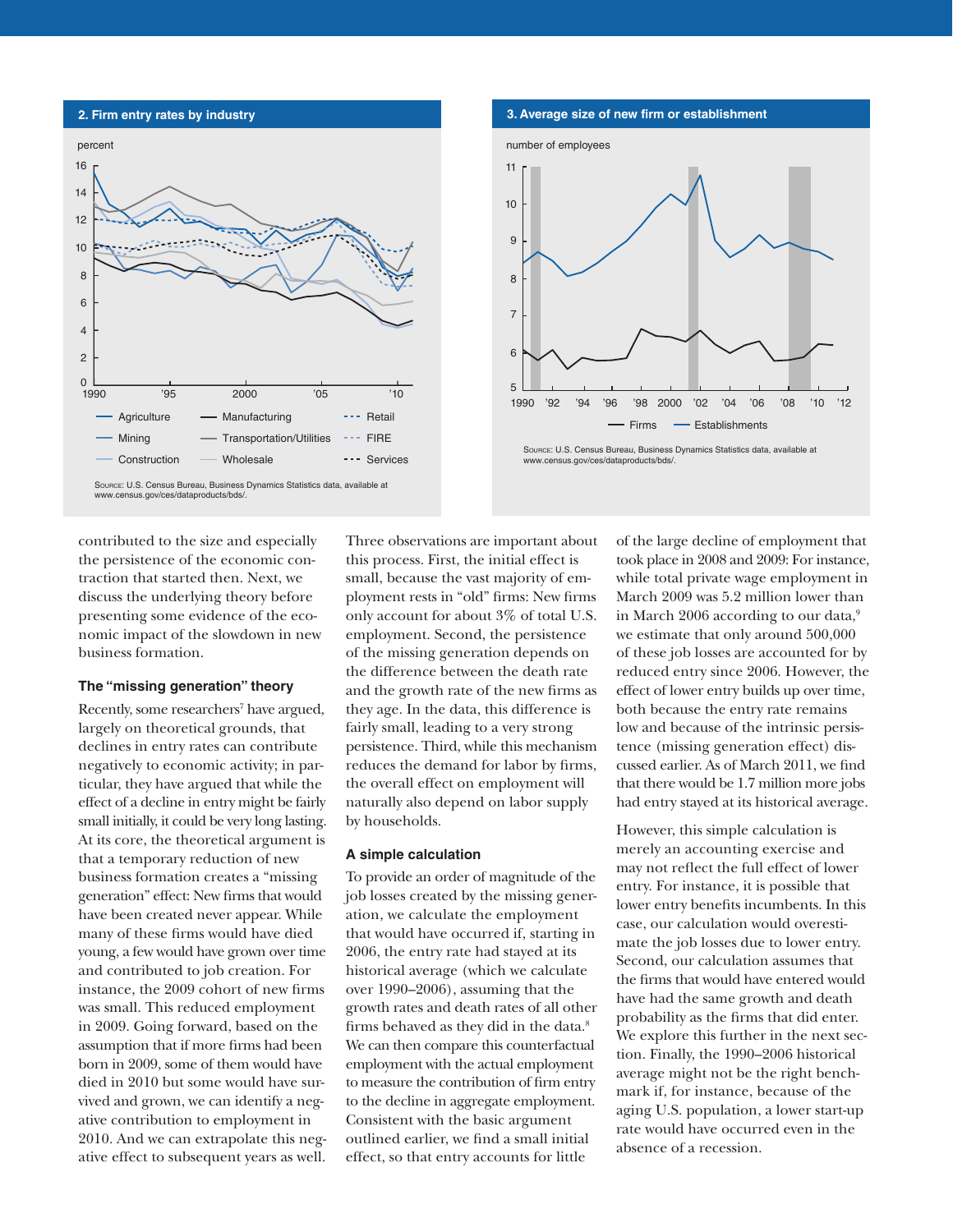**2. Firm entry rates by industry**

percent

Agriculture · Manufacturing · Retail · Mining · Transportation/Utilities · FIRE · Construction · Wholesale · Services

Source: U.S. Census Bureau, Business Dynamics Statistics data, available at www.census.gov/ces/dataproducts/bds/.

**3. Average size of new firm or establishment**

number of employees

Firms · Establishments

Source: U.S. Census Bureau, Business Dynamics Statistics data, available at www.census.gov/ces/dataproducts/bds/.

contributed to the size and especially the persistence of the economic contraction that started then. Next, we discuss the underlying theory before presenting some evidence of the economic impact of the slowdown in new business formation.

### The "missing generation" theory

Recently, some researchers[7] have argued, largely on theoretical grounds, that declines in entry rates can contribute negatively to economic activity; in particular, they have argued that while the effect of a decline in entry might be fairly small initially, it could be very long lasting. At its core, the theoretical argument is that a temporary reduction of new business formation creates a "missing generation" effect: New firms that would have been created never appear. While many of these firms would have died young, a few would have grown over time and contributed to job creation. For instance, the 2009 cohort of new firms was small. This reduced employment in 2009. Going forward, based on the assumption that if more firms had been born in 2009, some of them would have died in 2010 but some would have survived and grown, we can identify a negative contribution to employment in 2010. And we can extrapolate this negative effect to subsequent years as well.

Three observations are important about this process. First, the initial effect is small, because the vast majority of employment rests in "old" firms: New firms only account for about 3% of total U.S. employment. Second, the persistence of the missing generation depends on the difference between the death rate and the growth rate of the new firms as they age. In the data, this difference is fairly small, leading to a very strong persistence. Third, while this mechanism reduces the demand for labor by firms, the overall effect on employment will naturally also depend on labor supply by households.

### A simple calculation

To provide an order of magnitude of the job losses created by the missing generation, we calculate the employment that would have occurred if, starting in 2006, the entry rate had stayed at its historical average (which we calculate over 1990–2006), assuming that the growth rates and death rates of all other firms behaved as they did in the data.[8] We can then compare this counterfactual employment with the actual employment to measure the contribution of firm entry to the decline in aggregate employment. Consistent with the basic argument outlined earlier, we find a small initial effect, so that entry accounts for little of the large decline of employment that took place in 2008 and 2009: For instance, while total private wage employment in March 2009 was 5.2 million lower than in March 2006 according to our data,[9] we estimate that only around 500,000 of these job losses are accounted for by reduced entry since 2006. However, the effect of lower entry builds up over time, both because the entry rate remains low and because of the intrinsic persistence (missing generation effect) discussed earlier. As of March 2011, we find that there would be 1.7 million more jobs had entry stayed at its historical average.

However, this simple calculation is merely an accounting exercise and may not reflect the full effect of lower entry. For instance, it is possible that lower entry benefits incumbents. In this case, our calculation would overestimate the job losses due to lower entry. Second, our calculation assumes that the firms that would have entered would have had the same growth and death probability as the firms that did enter. We explore this further in the next section. Finally, the 1990–2006 historical average might not be the right benchmark if, for instance, because of the aging U.S. population, a lower start-up rate would have occurred even in the absence of a recession.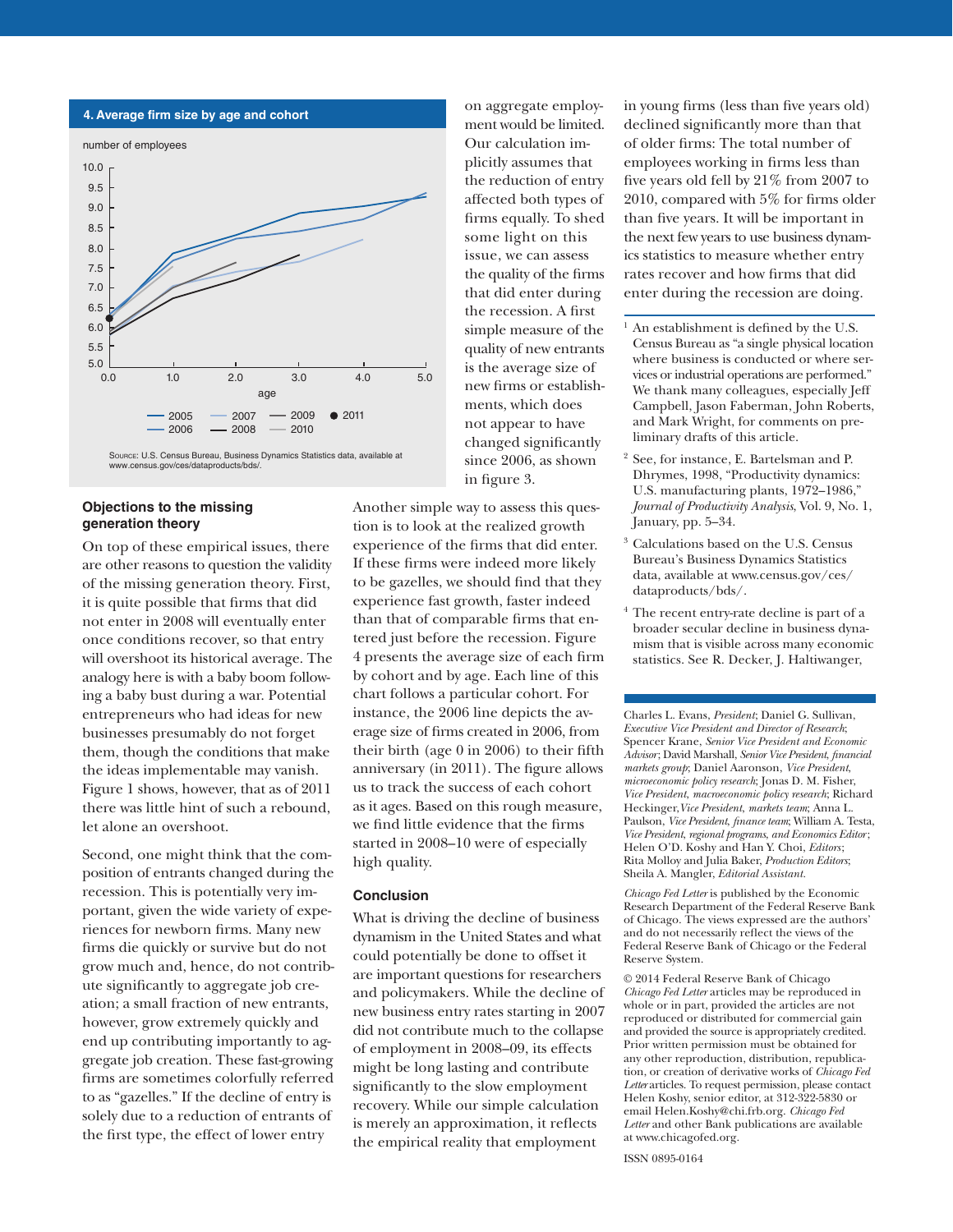**4. Average firm size by age and cohort**

number of employees

Source: U.S. Census Bureau, Business Dynamics Statistics data, available at www.census.gov/ces/dataproducts/bds/.

on aggregate employment would be limited. Our calculation implicitly assumes that the reduction of entry affected both types of firms equally. To shed some light on this issue, we can assess the quality of the firms that did enter during the recession. A first simple measure of the quality of new entrants is the average size of new firms or establishments, which does not appear to have changed significantly since 2006, as shown in figure 3.

Another simple way to assess this question is to look at the realized growth experience of the firms that did enter. If these firms were indeed more likely to be gazelles, we should find that they experience fast growth, faster indeed than that of comparable firms that entered just before the recession. Figure 4 presents the average size of each firm by cohort and by age. Each line of this chart follows a particular cohort. For instance, the 2006 line depicts the average size of firms created in 2006, from their birth (age 0 in 2006) to their fifth anniversary (in 2011). The figure allows us to track the success of each cohort as it ages. Based on this rough measure, we find little evidence that the firms started in 2008–10 were of especially high quality.

## Objections to the missing generation theory

On top of these empirical issues, there are other reasons to question the validity of the missing generation theory. First, it is quite possible that firms that did not enter in 2008 will eventually enter once conditions recover, so that entry will overshoot its historical average. The analogy here is with a baby boom following a baby bust during a war. Potential entrepreneurs who had ideas for new businesses presumably do not forget them, though the conditions that make the ideas implementable may vanish. Figure 1 shows, however, that as of 2011 there was little hint of such a rebound, let alone an overshoot.

Second, one might think that the composition of entrants changed during the recession. This is potentially very important, given the wide variety of experiences for newborn firms. Many new firms die quickly or survive but do not grow much and, hence, do not contribute significantly to aggregate job creation; a small fraction of new entrants, however, grow extremely quickly and end up contributing importantly to aggregate job creation. These fast-growing firms are sometimes colorfully referred to as "gazelles." If the decline of entry is solely due to a reduction of entrants of the first type, the effect of lower entry

## Conclusion

What is driving the decline of business dynamism in the United States and what could potentially be done to offset it are important questions for researchers and policymakers. While the decline of new business entry rates starting in 2007 did not contribute much to the collapse of employment in 2008–09, its effects might be long lasting and contribute significantly to the slow employment recovery. While our simple calculation is merely an approximation, it reflects the empirical reality that employment in young firms (less than five years old) declined significantly more than that of older firms: The total number of employees working in firms less than five years old fell by 21% from 2007 to 2010, compared with 5% for firms older than five years. It will be important in the next few years to use business dynamics statistics to measure whether entry rates recover and how firms that did enter during the recession are doing.

---

[1] An establishment is defined by the U.S. Census Bureau as "a single physical location where business is conducted or where services or industrial operations are performed." We thank many colleagues, especially Jeff Campbell, Jason Faberman, John Roberts, and Mark Wright, for comments on preliminary drafts of this article.

[2] See, for instance, E. Bartelsman and P. Dhrymes, 1998, "Productivity dynamics: U.S. manufacturing plants, 1972–1986," *Journal of Productivity Analysis*, Vol. 9, No. 1, January, pp. 5–34.

[3] Calculations based on the U.S. Census Bureau's Business Dynamics Statistics data, available at www.census.gov/ces/dataproducts/bds/.

[4] The recent entry-rate decline is part of a broader secular decline in business dynamism that is visible across many economic statistics. See R. Decker, J. Haltiwanger,

---

Charles L. Evans, *President*; Daniel G. Sullivan, *Executive Vice President and Director of Research*; Spencer Krane, *Senior Vice President and Economic Advisor*; David Marshall, *Senior Vice President, financial markets group*; Daniel Aaronson, *Vice President, microeconomic policy research*; Jonas D. M. Fisher, *Vice President, macroeconomic policy research*; Richard Heckinger, *Vice President, markets team*; Anna L. Paulson, *Vice President, finance team*; William A. Testa, *Vice President, regional programs, and Economics Editor*; Helen O'D. Koshy and Han Y. Choi, *Editors*; Rita Molloy and Julia Baker, *Production Editors*; Sheila A. Mangler, *Editorial Assistant.*

*Chicago Fed Letter* is published by the Economic Research Department of the Federal Reserve Bank of Chicago. The views expressed are the authors' and do not necessarily reflect the views of the Federal Reserve Bank of Chicago or the Federal Reserve System.

© 2014 Federal Reserve Bank of Chicago
*Chicago Fed Letter* articles may be reproduced in whole or in part, provided the articles are not reproduced or distributed for commercial gain and provided the source is appropriately credited. Prior written permission must be obtained for any other reproduction, distribution, republication, or creation of derivative works of *Chicago Fed Letter* articles. To request permission, please contact Helen Koshy, senior editor, at 312-322-5830 or email Helen.Koshy@chi.frb.org. *Chicago Fed Letter* and other Bank publications are available at www.chicagofed.org.

ISSN 0895-0164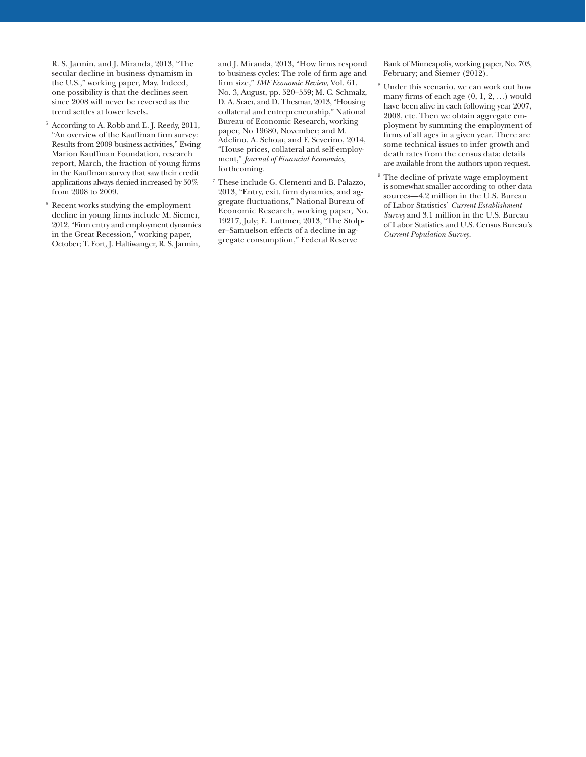R. S. Jarmin, and J. Miranda, 2013, "The secular decline in business dynamism in the U.S.," working paper, May. Indeed, one possibility is that the declines seen since 2008 will never be reversed as the trend settles at lower levels.

[5] According to A. Robb and E. J. Reedy, 2011, "An overview of the Kauffman firm survey: Results from 2009 business activities," Ewing Marion Kauffman Foundation, research report, March, the fraction of young firms in the Kauffman survey that saw their credit applications always denied increased by 50% from 2008 to 2009.

[6] Recent works studying the employment decline in young firms include M. Siemer, 2012, "Firm entry and employment dynamics in the Great Recession," working paper, October; T. Fort, J. Haltiwanger, R. S. Jarmin, and J. Miranda, 2013, "How firms respond to business cycles: The role of firm age and firm size," *IMF Economic Review*, Vol. 61, No. 3, August, pp. 520–559; M. C. Schmalz, D. A. Sraer, and D. Thesmar, 2013, "Housing collateral and entrepreneurship," National Bureau of Economic Research, working paper, No 19680, November; and M. Adelino, A. Schoar, and F. Severino, 2014, "House prices, collateral and self-employment," *Journal of Financial Economics*, forthcoming.

[7] These include G. Clementi and B. Palazzo, 2013, "Entry, exit, firm dynamics, and aggregate fluctuations," National Bureau of Economic Research, working paper, No. 19217, July; E. Luttmer, 2013, "The Stolper–Samuelson effects of a decline in aggregate consumption," Federal Reserve Bank of Minneapolis, working paper, No. 703, February; and Siemer (2012).

[8] Under this scenario, we can work out how many firms of each age (0, 1, 2, …) would have been alive in each following year 2007, 2008, etc. Then we obtain aggregate employment by summing the employment of firms of all ages in a given year. There are some technical issues to infer growth and death rates from the census data; details are available from the authors upon request.

[9] The decline of private wage employment is somewhat smaller according to other data sources—4.2 million in the U.S. Bureau of Labor Statistics' *Current Establishment Survey* and 3.1 million in the U.S. Bureau of Labor Statistics and U.S. Census Bureau's *Current Population Survey*.